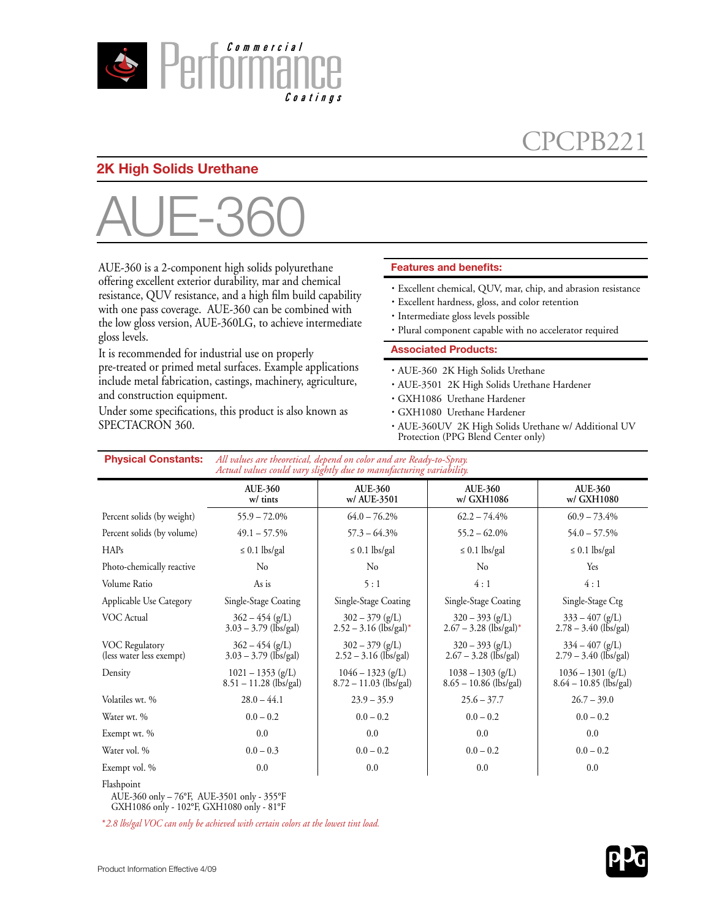Commercial Performance Coatings

CPCPB221

## 2K High Solids Urethane

# AUE-360

AUE-360 is a 2-component high solids polyurethane offering excellent exterior durability, mar and chemical resistance, QUV resistance, and a high film build capability with one pass coverage. AUE-360 can be combined with the low gloss version, AUE-360LG, to achieve intermediate gloss levels.

It is recommended for industrial use on properly pre-treated or primed metal surfaces. Example applications include metal fabrication, castings, machinery, agriculture, and construction equipment.

Under some specifications, this product is also known as SPECTACRON 360.

### Features and benefits:

- Excellent chemical, QUV, mar, chip, and abrasion resistance
- Excellent hardness, gloss, and color retention
- Intermediate gloss levels possible
- Plural component capable with no accelerator required

### Associated Products:

- AUE-360 2K High Solids Urethane
- AUE-3501 2K High Solids Urethane Hardener
- GXH1086 Urethane Hardener
- GXH1080 Urethane Hardener
- AUE-360UV 2K High Solids Urethane w/ Additional UV Protection (PPG Blend Center only)

### Physical Constants:

*All values are theoretical, depend on color and are Ready-to-Spray. Actual values could vary slightly due to manufacturing variability.*

| | AUE-360 w/ tints | AUE-360 w/ AUE-3501 | AUE-360 w/ GXH1086 | AUE-360 w/ GXH1080 |
|---|---|---|---|---|
| Percent solids (by weight) | 55.9 – 72.0% | 64.0 – 76.2% | 62.2 – 74.4% | 60.9 – 73.4% |
| Percent solids (by volume) | 49.1 – 57.5% | 57.3 – 64.3% | 55.2 – 62.0% | 54.0 – 57.5% |
| HAPs | ≤ 0.1 lbs/gal | ≤ 0.1 lbs/gal | ≤ 0.1 lbs/gal | ≤ 0.1 lbs/gal |
| Photo-chemically reactive | No | No | No | Yes |
| Volume Ratio | As is | 5 : 1 | 4 : 1 | 4 : 1 |
| Applicable Use Category | Single-Stage Coating | Single-Stage Coating | Single-Stage Coating | Single-Stage Ctg |
| VOC Actual | 362 – 454 (g/L) 3.03 – 3.79 (lbs/gal) | 302 – 379 (g/L) 2.52 – 3.16 (lbs/gal)* | 320 – 393 (g/L) 2.67 – 3.28 (lbs/gal)* | 333 – 407 (g/L) 2.78 – 3.40 (lbs/gal) |
| VOC Regulatory (less water less exempt) | 362 – 454 (g/L) 3.03 – 3.79 (lbs/gal) | 302 – 379 (g/L) 2.52 – 3.16 (lbs/gal) | 320 – 393 (g/L) 2.67 – 3.28 (lbs/gal) | 334 – 407 (g/L) 2.79 – 3.40 (lbs/gal) |
| Density | 1021 – 1353 (g/L) 8.51 – 11.28 (lbs/gal) | 1046 – 1323 (g/L) 8.72 – 11.03 (lbs/gal) | 1038 – 1303 (g/L) 8.65 – 10.86 (lbs/gal) | 1036 – 1301 (g/L) 8.64 – 10.85 (lbs/gal) |
| Volatiles wt. % | 28.0 – 44.1 | 23.9 – 35.9 | 25.6 – 37.7 | 26.7 – 39.0 |
| Water wt. % | 0.0 – 0.2 | 0.0 – 0.2 | 0.0 – 0.2 | 0.0 – 0.2 |
| Exempt wt. % | 0.0 | 0.0 | 0.0 | 0.0 |
| Water vol. % | 0.0 – 0.3 | 0.0 – 0.2 | 0.0 – 0.2 | 0.0 – 0.2 |
| Exempt vol. % | 0.0 | 0.0 | 0.0 | 0.0 |

Flashpoint
AUE-360 only – 76°F, AUE-3501 only - 355°F
GXH1086 only - 102°F, GXH1080 only - 81°F

*\*2.8 lbs/gal VOC can only be achieved with certain colors at the lowest tint load.*

Product Information Effective 4/09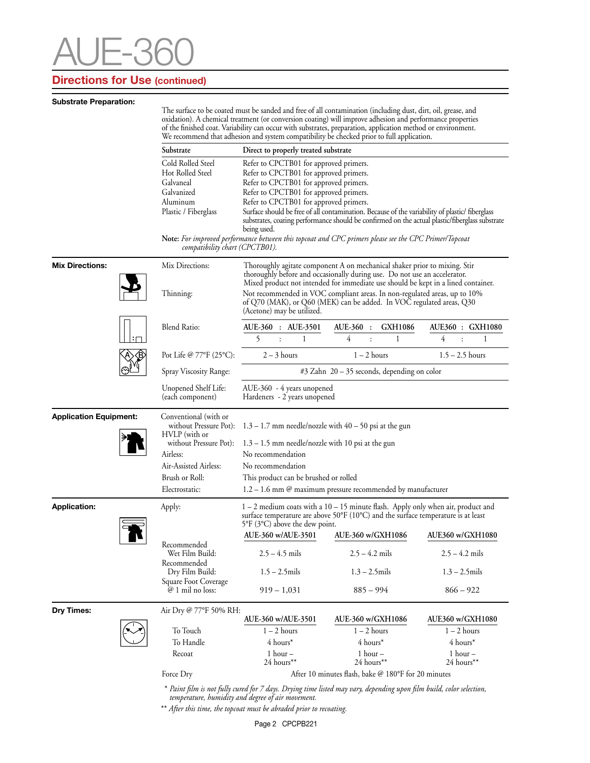# AUE-360

## Directions for Use (continued)

### Substrate Preparation:

The surface to be coated must be sanded and free of all contamination (including dust, dirt, oil, grease, and oxidation). A chemical treatment (or conversion coating) will improve adhesion and performance properties of the finished coat. Variability can occur with substrates, preparation, application method or environment. We recommend that adhesion and system compatibility be checked prior to full application.

| Substrate | Direct to properly treated substrate |
|---|---|
| Cold Rolled Steel | Refer to CPCTB01 for approved primers. |
| Hot Rolled Steel | Refer to CPCTB01 for approved primers. |
| Galvaneal | Refer to CPCTB01 for approved primers. |
| Galvanized | Refer to CPCTB01 for approved primers. |
| Aluminum | Refer to CPCTB01 for approved primers. |
| Plastic / Fiberglass | Surface should be free of all contamination. Because of the variability of plastic/ fiberglass substrates, coating performance should be confirmed on the actual plastic/fiberglass substrate being used. |

**Note:** *For improved performance between this topcoat and CPC primers please see the CPC Primer/Topcoat compatibility chart (CPCTB01).*

### Mix Directions:

**Mix Directions:** Thoroughly agitate component A on mechanical shaker prior to mixing. Stir thoroughly before and occasionally during use. Do not use an accelerator. Mixed product not intended for immediate use should be kept in a lined container.

**Thinning:** Not recommended in VOC compliant areas. In non-regulated areas, up to 10% of Q70 (MAK), or Q60 (MEK) can be added. In VOC regulated areas, Q30 (Acetone) may be utilized.

| | AUE-360 : AUE-3501 | AUE-360 : GXH1086 | AUE360 : GXH1080 |
|---|---|---|---|
| Blend Ratio: | 5 : 1 | 4 : 1 | 4 : 1 |
| Pot Life @ 77°F (25°C): | 2 – 3 hours | 1 – 2 hours | 1.5 – 2.5 hours |
| Spray Viscosity Range: | #3 Zahn 20 – 35 seconds, depending on color | | |

**Unopened Shelf Life: (each component)** AUE-360 - 4 years unopened
Hardeners - 2 years unopened

### Application Equipment:

| | |
|---|---|
| Conventional (with or without Pressure Pot): | 1.3 – 1.7 mm needle/nozzle with 40 – 50 psi at the gun |
| HVLP (with or without Pressure Pot): | 1.3 – 1.5 mm needle/nozzle with 10 psi at the gun |
| Airless: | No recommendation |
| Air-Assisted Airless: | No recommendation |
| Brush or Roll: | This product can be brushed or rolled |
| Electrostatic: | 1.2 – 1.6 mm @ maximum pressure recommended by manufacturer |

### Application:

**Apply:** 1 – 2 medium coats with a 10 – 15 minute flash. Apply only when air, product and surface temperature are above 50°F (10°C) and the surface temperature is at least 5°F (3°C) above the dew point.

| | AUE-360 w/AUE-3501 | AUE-360 w/GXH1086 | AUE360 w/GXH1080 |
|---|---|---|---|
| Recommended Wet Film Build: | 2.5 – 4.5 mils | 2.5 – 4.2 mils | 2.5 – 4.2 mils |
| Recommended Dry Film Build: | 1.5 – 2.5mils | 1.3 – 2.5mils | 1.3 – 2.5mils |
| Square Foot Coverage @ 1 mil no loss: | 919 – 1,031 | 885 – 994 | 866 – 922 |

### Dry Times:

Air Dry @ 77°F 50% RH:

| | AUE-360 w/AUE-3501 | AUE-360 w/GXH1086 | AUE360 w/GXH1080 |
|---|---|---|---|
| To Touch | 1 – 2 hours | 1 – 2 hours | 1 – 2 hours |
| To Handle | 4 hours* | 4 hours* | 4 hours* |
| Recoat | 1 hour – 24 hours** | 1 hour – 24 hours** | 1 hour – 24 hours** |

**Force Dry:** After 10 minutes flash, bake @ 180°F for 20 minutes

\* *Paint film is not fully cured for 7 days. Drying time listed may vary, depending upon film build, color selection, temperature, humidity and degree of air movement.*

\*\* *After this time, the topcoat must be abraded prior to recoating.*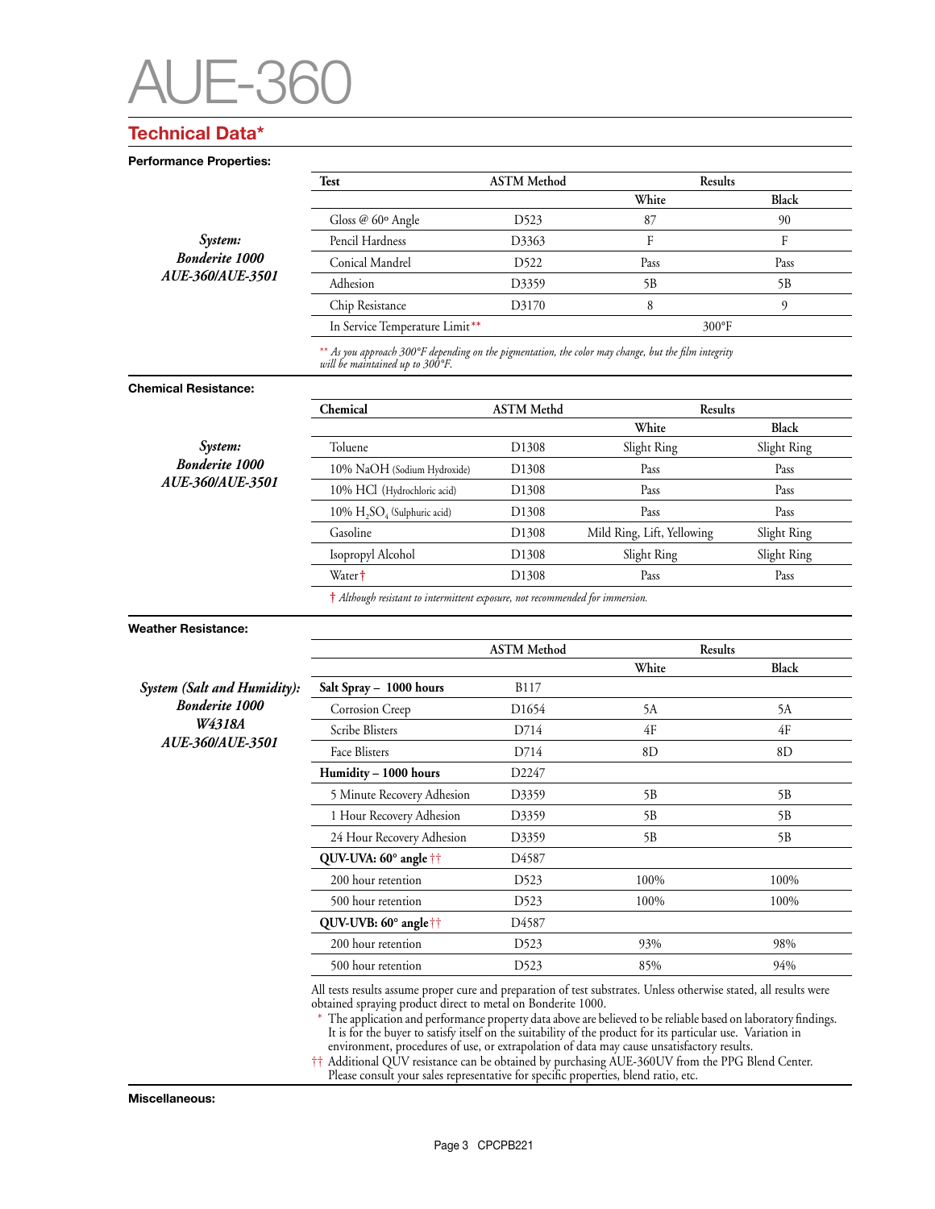# AUE-360

## Technical Data*

### Performance Properties:

*System:*
***Bonderite 1000***
***AUE-360/AUE-3501***

| Test | ASTM Method | Results | |
|---|---|---|---|
| | | White | Black |
| Gloss @ 60º Angle | D523 | 87 | 90 |
| Pencil Hardness | D3363 | F | F |
| Conical Mandrel | D522 | Pass | Pass |
| Adhesion | D3359 | 5B | 5B |
| Chip Resistance | D3170 | 8 | 9 |
| In Service Temperature Limit** | | 300°F | |

*** As you approach 300°F depending on the pigmentation, the color may change, but the film integrity will be maintained up to 300°F.*

### Chemical Resistance:

*System:*
***Bonderite 1000***
***AUE-360/AUE-3501***

| Chemical | ASTM Methd | Results | |
|---|---|---|---|
| | | White | Black |
| Toluene | D1308 | Slight Ring | Slight Ring |
| 10% NaOH (Sodium Hydroxide) | D1308 | Pass | Pass |
| 10% HCl (Hydrochloric acid) | D1308 | Pass | Pass |
| 10% $H_2SO_4$ (Sulphuric acid) | D1308 | Pass | Pass |
| Gasoline | D1308 | Mild Ring, Lift, Yellowing | Slight Ring |
| Isopropyl Alcohol | D1308 | Slight Ring | Slight Ring |
| Water† | D1308 | Pass | Pass |

*† Although resistant to intermittent exposure, not recommended for immersion.*

### Weather Resistance:

*System (Salt and Humidity):*
***Bonderite 1000***
***W4318A***
***AUE-360/AUE-3501***

| | ASTM Method | Results | |
|---|---|---|---|
| | | White | Black |
| **Salt Spray – 1000 hours** | B117 | | |
| Corrosion Creep | D1654 | 5A | 5A |
| Scribe Blisters | D714 | 4F | 4F |
| Face Blisters | D714 | 8D | 8D |
| **Humidity – 1000 hours** | D2247 | | |
| 5 Minute Recovery Adhesion | D3359 | 5B | 5B |
| 1 Hour Recovery Adhesion | D3359 | 5B | 5B |
| 24 Hour Recovery Adhesion | D3359 | 5B | 5B |
| **QUV-UVA: 60° angle††** | D4587 | | |
| 200 hour retention | D523 | 100% | 100% |
| 500 hour retention | D523 | 100% | 100% |
| **QUV-UVB: 60° angle††** | D4587 | | |
| 200 hour retention | D523 | 93% | 98% |
| 500 hour retention | D523 | 85% | 94% |

All tests results assume proper cure and preparation of test substrates. Unless otherwise stated, all results were obtained spraying product direct to metal on Bonderite 1000.

\* The application and performance property data above are believed to be reliable based on laboratory findings. It is for the buyer to satisfy itself on the suitability of the product for its particular use. Variation in environment, procedures of use, or extrapolation of data may cause unsatisfactory results.

†† Additional QUV resistance can be obtained by purchasing AUE-360UV from the PPG Blend Center. Please consult your sales representative for specific properties, blend ratio, etc.

### Miscellaneous: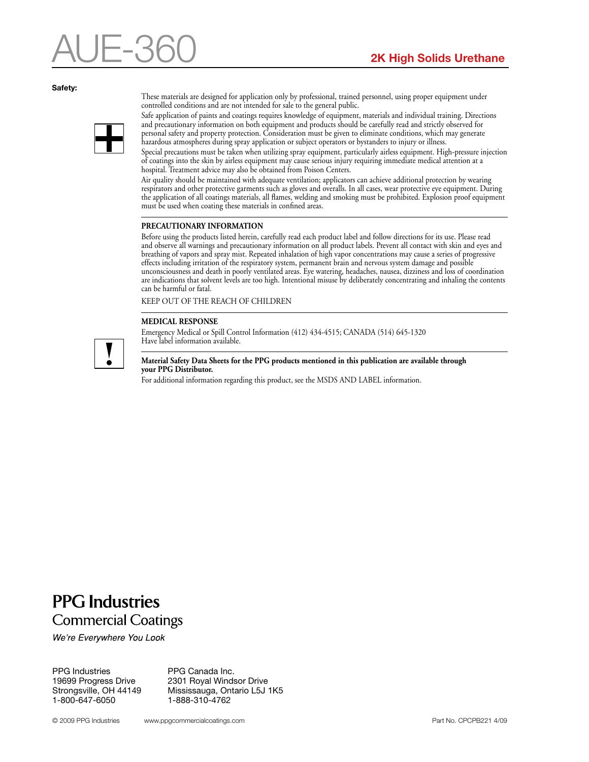**Safety:**

These materials are designed for application only by professional, trained personnel, using proper equipment under controlled conditions and are not intended for sale to the general public.

Safe application of paints and coatings requires knowledge of equipment, materials and individual training. Directions and precautionary information on both equipment and products should be carefully read and strictly observed for personal safety and property protection. Consideration must be given to eliminate conditions, which may generate hazardous atmospheres during spray application or subject operators or bystanders to injury or illness.

Special precautions must be taken when utilizing spray equipment, particularly airless equipment. High-pressure injection of coatings into the skin by airless equipment may cause serious injury requiring immediate medical attention at a hospital. Treatment advice may also be obtained from Poison Centers.

Air quality should be maintained with adequate ventilation; applicators can achieve additional protection by wearing respirators and other protective garments such as gloves and overalls. In all cases, wear protective eye equipment. During the application of all coatings materials, all flames, welding and smoking must be prohibited. Explosion proof equipment must be used when coating these materials in confined areas.

**PRECAUTIONARY INFORMATION**

Before using the products listed herein, carefully read each product label and follow directions for its use. Please read and observe all warnings and precautionary information on all product labels. Prevent all contact with skin and eyes and breathing of vapors and spray mist. Repeated inhalation of high vapor concentrations may cause a series of progressive effects including irritation of the respiratory system, permanent brain and nervous system damage and possible unconsciousness and death in poorly ventilated areas. Eye watering, headaches, nausea, dizziness and loss of coordination are indications that solvent levels are too high. Intentional misuse by deliberately concentrating and inhaling the contents can be harmful or fatal.

KEEP OUT OF THE REACH OF CHILDREN

**MEDICAL RESPONSE**

Emergency Medical or Spill Control Information (412) 434-4515; CANADA (514) 645-1320
Have label information available.

**Material Safety Data Sheets for the PPG products mentioned in this publication are available through your PPG Distributor.**

For additional information regarding this product, see the MSDS AND LABEL information.

**PPG Industries**
Commercial Coatings
*We're Everywhere You Look*

PPG Industries
19699 Progress Drive
Strongsville, OH 44149
1-800-647-6050

PPG Canada Inc.
2301 Royal Windsor Drive
Mississauga, Ontario L5J 1K5
1-888-310-4762

© 2009 PPG Industries www.ppgcommercialcoatings.com Part No. CPCPB221 4/09